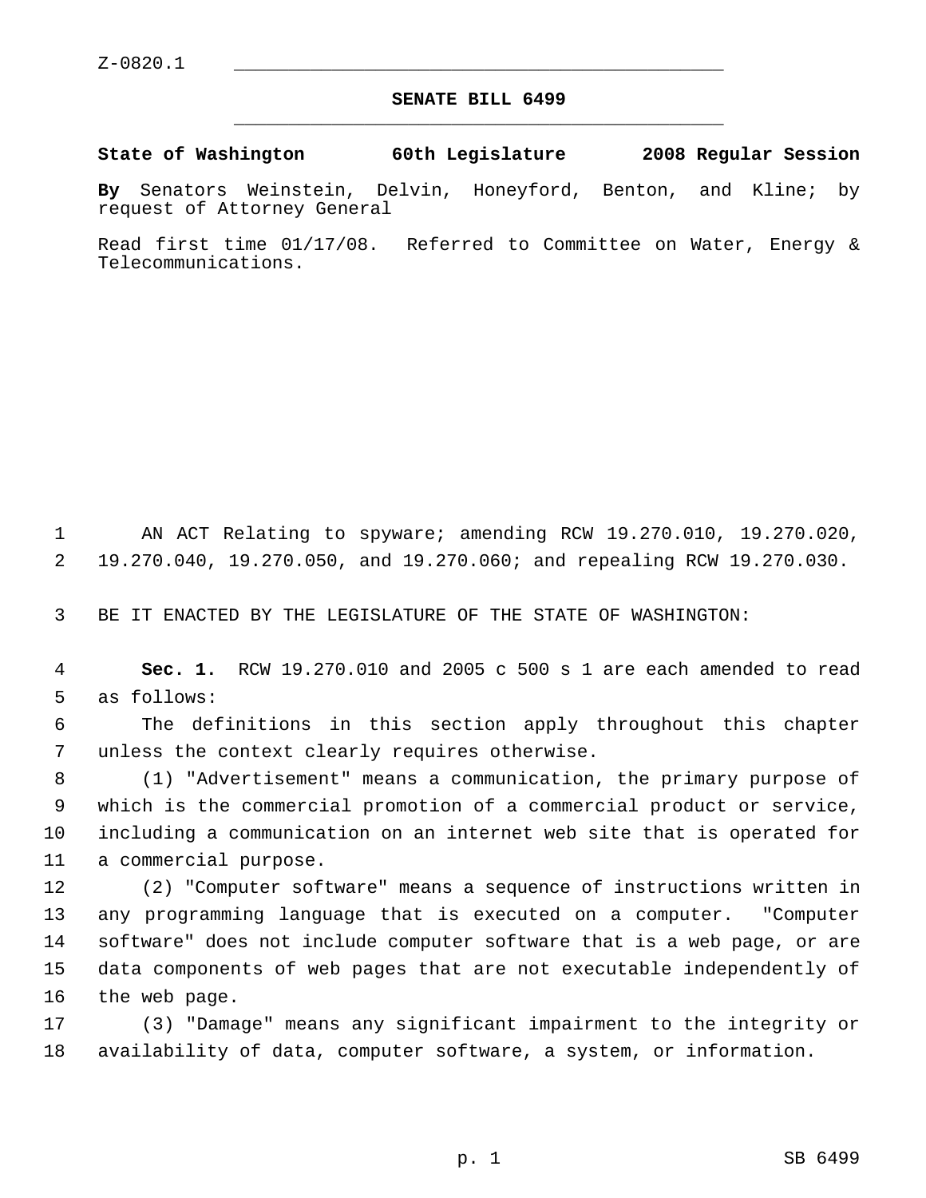Z-0820.1

# SENATE BILL 6499

**State of Washington 60th Legislature 2008 Regular Session**

**By** Senators Weinstein, Delvin, Honeyford, Benton, and Kline; by request of Attorney General

Read first time 01/17/08. Referred to Committee on Water, Energy & Telecommunications.

AN ACT Relating to spyware; amending RCW 19.270.010, 19.270.020, 19.270.040, 19.270.050, and 19.270.060; and repealing RCW 19.270.030.

BE IT ENACTED BY THE LEGISLATURE OF THE STATE OF WASHINGTON:

**Sec. 1.** RCW 19.270.010 and 2005 c 500 s 1 are each amended to read as follows:

The definitions in this section apply throughout this chapter unless the context clearly requires otherwise.

(1) "Advertisement" means a communication, the primary purpose of which is the commercial promotion of a commercial product or service, including a communication on an internet web site that is operated for a commercial purpose.

(2) "Computer software" means a sequence of instructions written in any programming language that is executed on a computer. "Computer software" does not include computer software that is a web page, or are data components of web pages that are not executable independently of the web page.

(3) "Damage" means any significant impairment to the integrity or availability of data, computer software, a system, or information.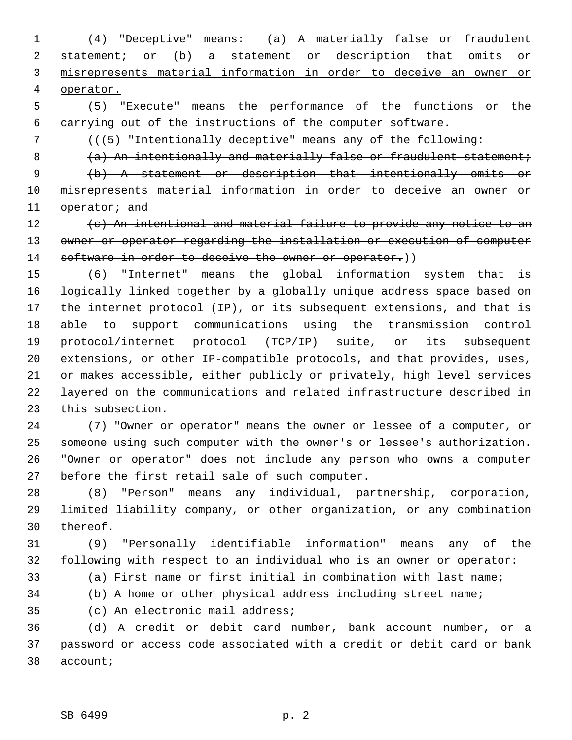(4) <u>"Deceptive" means: (a) A materially false or fraudulent statement; or (b) a statement or description that omits or misrepresents material information in order to deceive an owner or operator.</u>

<u>(5)</u> "Execute" means the performance of the functions or the carrying out of the instructions of the computer software.

((~~(5) "Intentionally deceptive" means any of the following:~~

~~(a) An intentionally and materially false or fraudulent statement;~~

~~(b) A statement or description that intentionally omits or misrepresents material information in order to deceive an owner or operator; and~~

~~(c) An intentional and material failure to provide any notice to an owner or operator regarding the installation or execution of computer software in order to deceive the owner or operator.~~))

(6) "Internet" means the global information system that is logically linked together by a globally unique address space based on the internet protocol (IP), or its subsequent extensions, and that is able to support communications using the transmission control protocol/internet protocol (TCP/IP) suite, or its subsequent extensions, or other IP-compatible protocols, and that provides, uses, or makes accessible, either publicly or privately, high level services layered on the communications and related infrastructure described in this subsection.

(7) "Owner or operator" means the owner or lessee of a computer, or someone using such computer with the owner's or lessee's authorization. "Owner or operator" does not include any person who owns a computer before the first retail sale of such computer.

(8) "Person" means any individual, partnership, corporation, limited liability company, or other organization, or any combination thereof.

(9) "Personally identifiable information" means any of the following with respect to an individual who is an owner or operator:

(a) First name or first initial in combination with last name;

(b) A home or other physical address including street name;

(c) An electronic mail address;

(d) A credit or debit card number, bank account number, or a password or access code associated with a credit or debit card or bank account;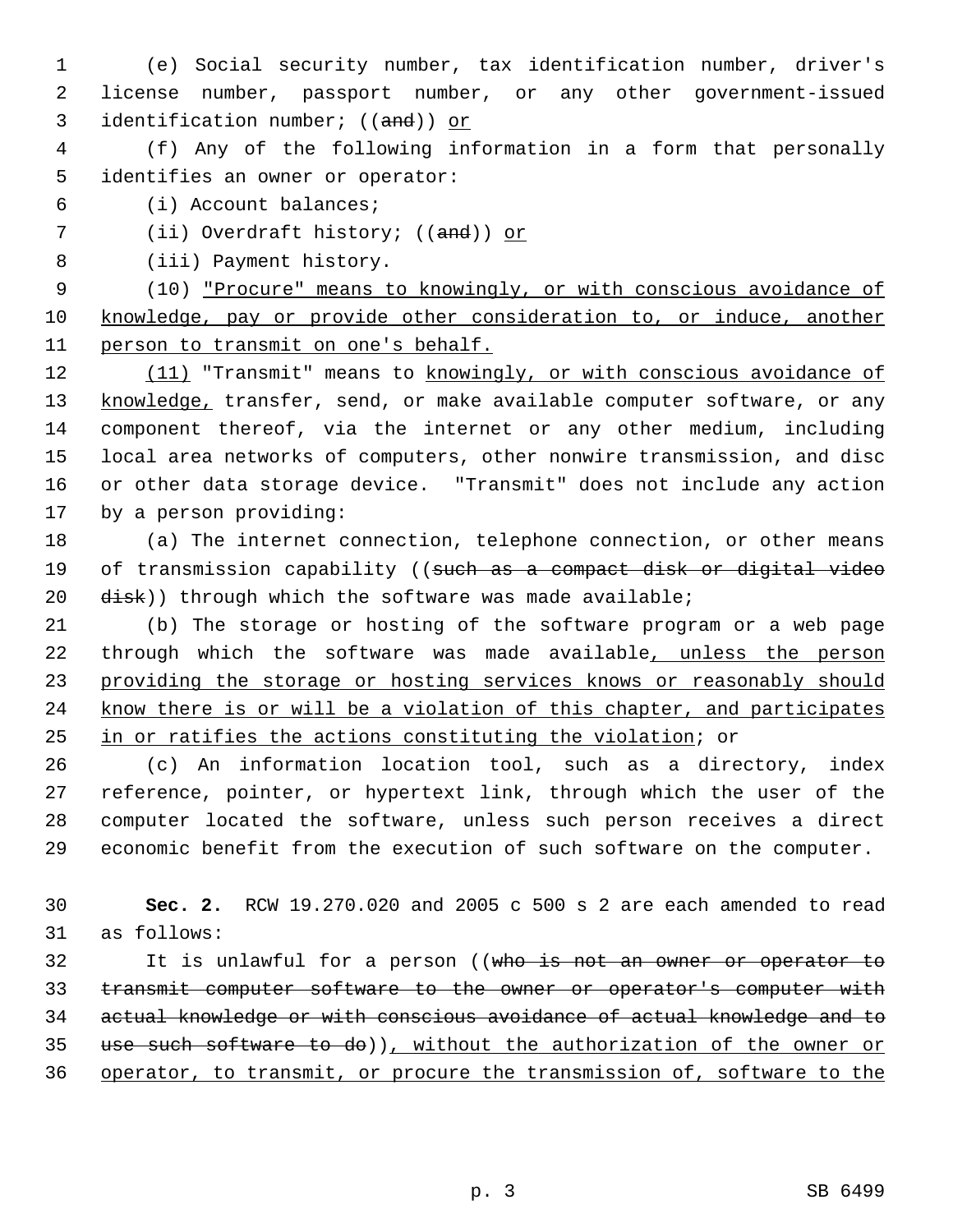(e) Social security number, tax identification number, driver's license number, passport number, or any other government-issued identification number; ((~~and~~)) <u>or</u>

(f) Any of the following information in a form that personally identifies an owner or operator:

(i) Account balances;

(ii) Overdraft history; ((~~and~~)) <u>or</u>

(iii) Payment history.

(10) <u>"Procure" means to knowingly, or with conscious avoidance of knowledge, pay or provide other consideration to, or induce, another person to transmit on one's behalf.</u>

<u>(11)</u> "Transmit" means to <u>knowingly, or with conscious avoidance of knowledge,</u> transfer, send, or make available computer software, or any component thereof, via the internet or any other medium, including local area networks of computers, other nonwire transmission, and disc or other data storage device. "Transmit" does not include any action by a person providing:

(a) The internet connection, telephone connection, or other means of transmission capability ((~~such as a compact disk or digital video disk~~)) through which the software was made available;

(b) The storage or hosting of the software program or a web page through which the software was made available<u>, unless the person providing the storage or hosting services knows or reasonably should know there is or will be a violation of this chapter, and participates in or ratifies the actions constituting the violation</u>; or

(c) An information location tool, such as a directory, index reference, pointer, or hypertext link, through which the user of the computer located the software, unless such person receives a direct economic benefit from the execution of such software on the computer.

**Sec. 2.** RCW 19.270.020 and 2005 c 500 s 2 are each amended to read as follows:

It is unlawful for a person ((~~who is not an owner or operator to transmit computer software to the owner or operator's computer with actual knowledge or with conscious avoidance of actual knowledge and to use such software to do~~))<u>, without the authorization of the owner or operator, to transmit, or procure the transmission of, software to the</u>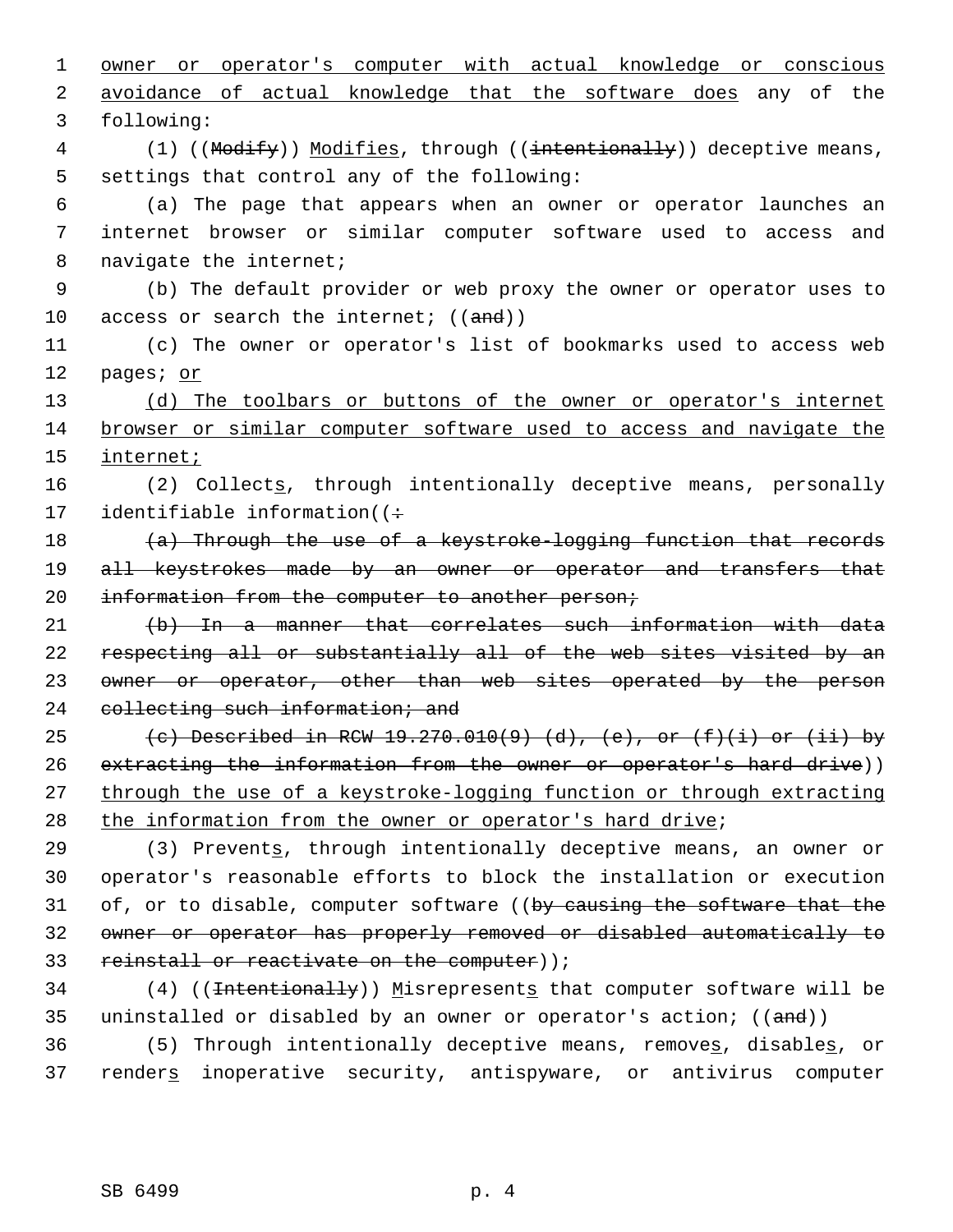owner or operator's computer with actual knowledge or conscious avoidance of actual knowledge that the software does any of the following:

(1) ((~~Modify~~)) Modifies, through ((~~intentionally~~)) deceptive means, settings that control any of the following:

(a) The page that appears when an owner or operator launches an internet browser or similar computer software used to access and navigate the internet;

(b) The default provider or web proxy the owner or operator uses to access or search the internet; ((~~and~~))

(c) The owner or operator's list of bookmarks used to access web pages; or

(d) The toolbars or buttons of the owner or operator's internet browser or similar computer software used to access and navigate the internet;

(2) Collects, through intentionally deceptive means, personally identifiable information((~~:~~

~~(a) Through the use of a keystroke-logging function that records all keystrokes made by an owner or operator and transfers that information from the computer to another person;~~

~~(b) In a manner that correlates such information with data respecting all or substantially all of the web sites visited by an owner or operator, other than web sites operated by the person collecting such information; and~~

~~(c) Described in RCW 19.270.010(9) (d), (e), or (f)(i) or (ii) by extracting the information from the owner or operator's hard drive~~)) through the use of a keystroke-logging function or through extracting the information from the owner or operator's hard drive;

(3) Prevents, through intentionally deceptive means, an owner or operator's reasonable efforts to block the installation or execution of, or to disable, computer software ((~~by causing the software that the owner or operator has properly removed or disabled automatically to reinstall or reactivate on the computer~~));

(4) ((~~Intentionally~~)) Misrepresents that computer software will be uninstalled or disabled by an owner or operator's action; ((~~and~~))

(5) Through intentionally deceptive means, removes, disables, or renders inoperative security, antispyware, or antivirus computer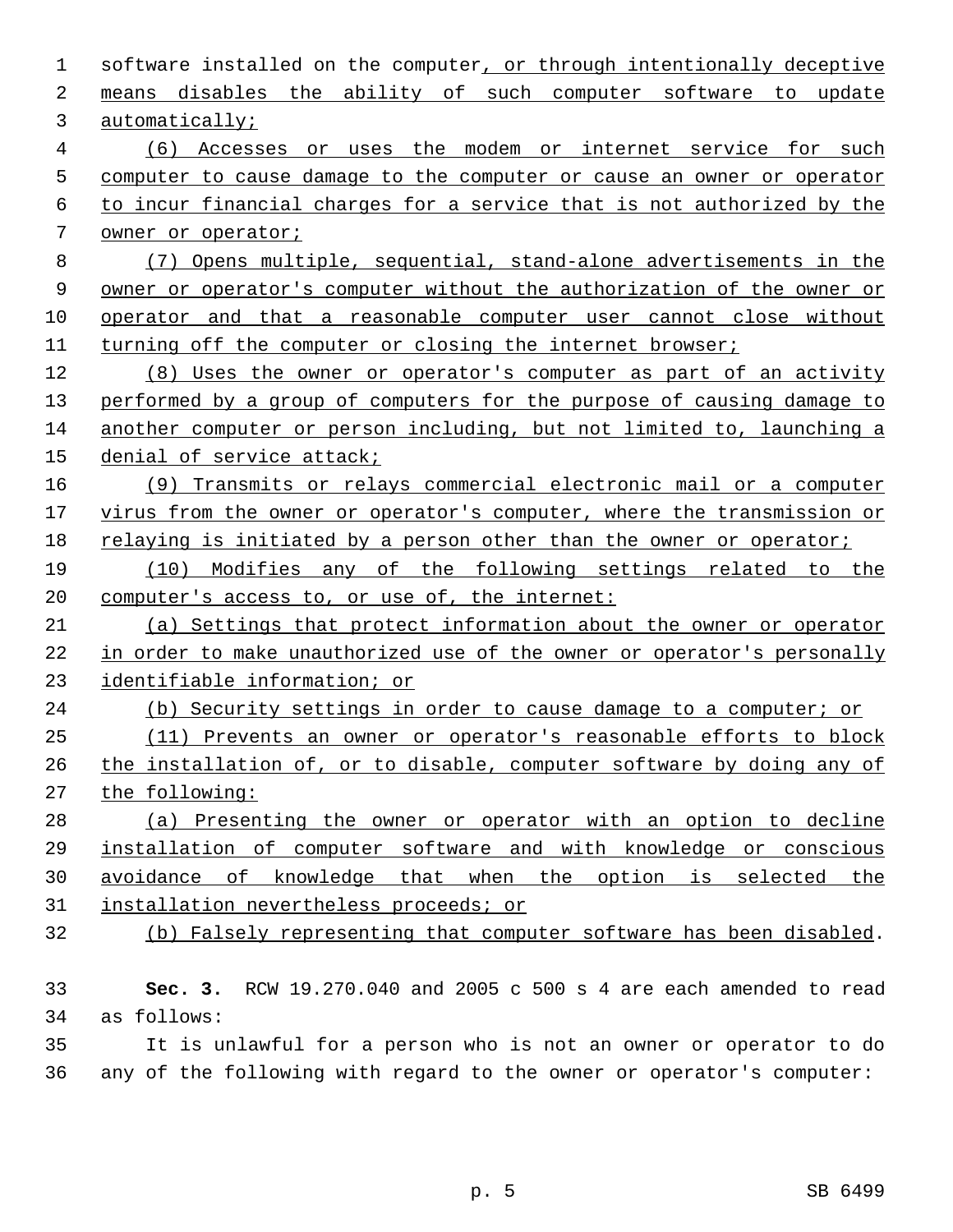software installed on the computer, or through intentionally deceptive means disables the ability of such computer software to update automatically;

(6) Accesses or uses the modem or internet service for such computer to cause damage to the computer or cause an owner or operator to incur financial charges for a service that is not authorized by the owner or operator;

(7) Opens multiple, sequential, stand-alone advertisements in the owner or operator's computer without the authorization of the owner or operator and that a reasonable computer user cannot close without turning off the computer or closing the internet browser;

(8) Uses the owner or operator's computer as part of an activity performed by a group of computers for the purpose of causing damage to another computer or person including, but not limited to, launching a denial of service attack;

(9) Transmits or relays commercial electronic mail or a computer virus from the owner or operator's computer, where the transmission or relaying is initiated by a person other than the owner or operator;

(10) Modifies any of the following settings related to the computer's access to, or use of, the internet:

(a) Settings that protect information about the owner or operator in order to make unauthorized use of the owner or operator's personally identifiable information; or

(b) Security settings in order to cause damage to a computer; or

(11) Prevents an owner or operator's reasonable efforts to block the installation of, or to disable, computer software by doing any of the following:

(a) Presenting the owner or operator with an option to decline installation of computer software and with knowledge or conscious avoidance of knowledge that when the option is selected the installation nevertheless proceeds; or

(b) Falsely representing that computer software has been disabled.

**Sec. 3.** RCW 19.270.040 and 2005 c 500 s 4 are each amended to read as follows:

It is unlawful for a person who is not an owner or operator to do any of the following with regard to the owner or operator's computer: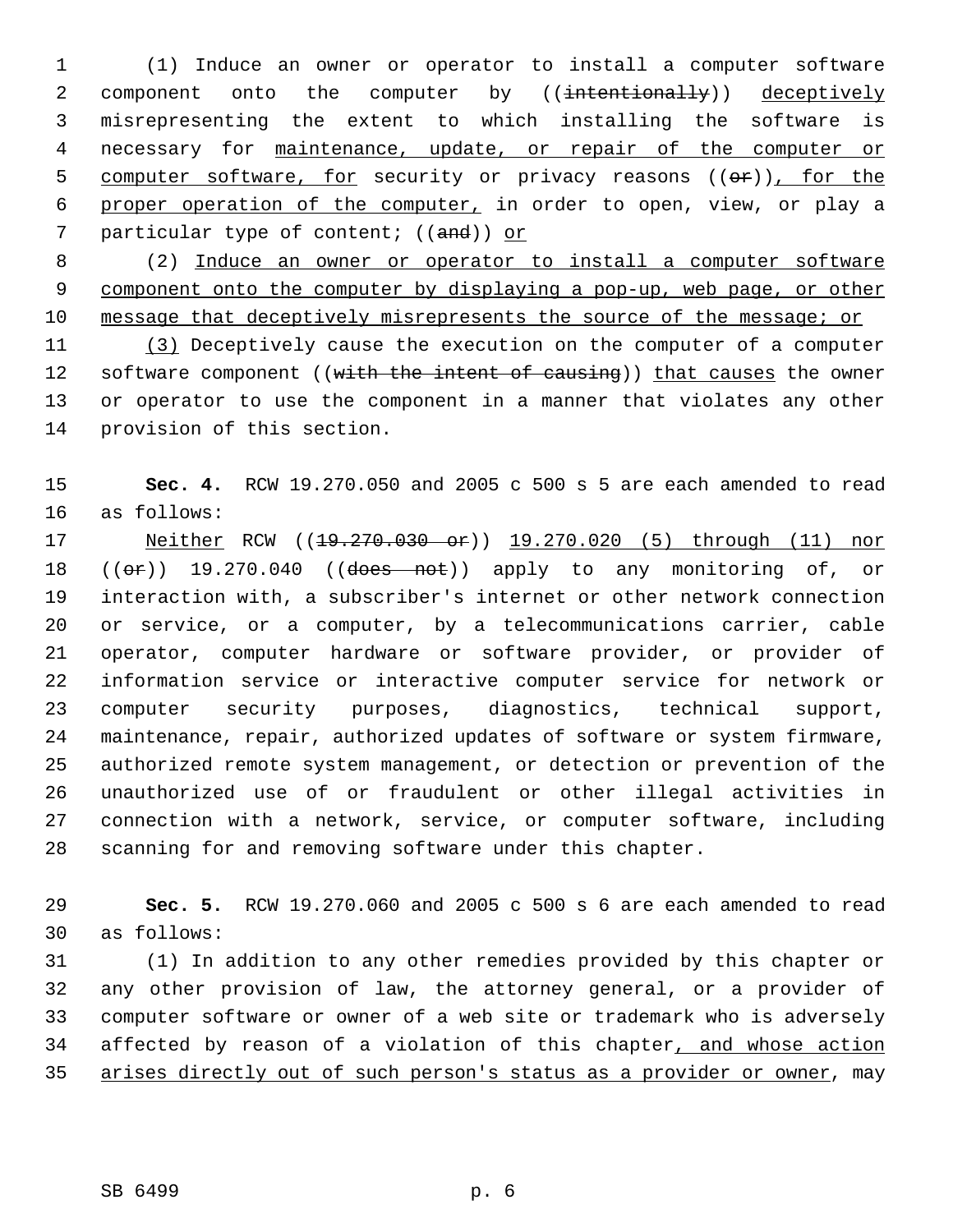(1) Induce an owner or operator to install a computer software component onto the computer by ((~~intentionally~~)) deceptively misrepresenting the extent to which installing the software is necessary for maintenance, update, or repair of the computer or computer software, for security or privacy reasons ((~~or~~)), for the proper operation of the computer, in order to open, view, or play a particular type of content; ((~~and~~)) or

(2) Induce an owner or operator to install a computer software component onto the computer by displaying a pop-up, web page, or other message that deceptively misrepresents the source of the message; or

(3) Deceptively cause the execution on the computer of a computer software component ((~~with the intent of causing~~)) that causes the owner or operator to use the component in a manner that violates any other provision of this section.

**Sec. 4.** RCW 19.270.050 and 2005 c 500 s 5 are each amended to read as follows:

Neither RCW ((~~19.270.030 or~~)) 19.270.020 (5) through (11) nor ((~~or~~)) 19.270.040 ((~~does not~~)) apply to any monitoring of, or interaction with, a subscriber's internet or other network connection or service, or a computer, by a telecommunications carrier, cable operator, computer hardware or software provider, or provider of information service or interactive computer service for network or computer security purposes, diagnostics, technical support, maintenance, repair, authorized updates of software or system firmware, authorized remote system management, or detection or prevention of the unauthorized use of or fraudulent or other illegal activities in connection with a network, service, or computer software, including scanning for and removing software under this chapter.

**Sec. 5.** RCW 19.270.060 and 2005 c 500 s 6 are each amended to read as follows:

(1) In addition to any other remedies provided by this chapter or any other provision of law, the attorney general, or a provider of computer software or owner of a web site or trademark who is adversely affected by reason of a violation of this chapter, and whose action arises directly out of such person's status as a provider or owner, may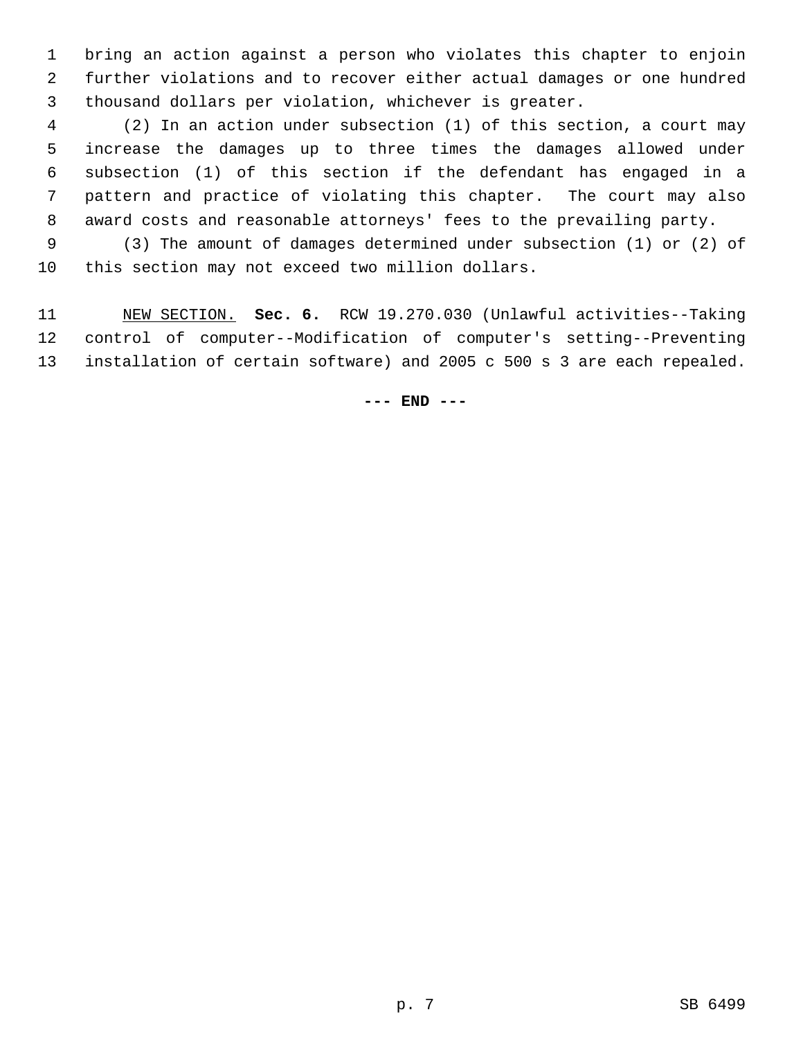bring an action against a person who violates this chapter to enjoin further violations and to recover either actual damages or one hundred thousand dollars per violation, whichever is greater.

(2) In an action under subsection (1) of this section, a court may increase the damages up to three times the damages allowed under subsection (1) of this section if the defendant has engaged in a pattern and practice of violating this chapter. The court may also award costs and reasonable attorneys' fees to the prevailing party.

(3) The amount of damages determined under subsection (1) or (2) of this section may not exceed two million dollars.

NEW SECTION. **Sec. 6.** RCW 19.270.030 (Unlawful activities--Taking control of computer--Modification of computer's setting--Preventing installation of certain software) and 2005 c 500 s 3 are each repealed.

**--- END ---**